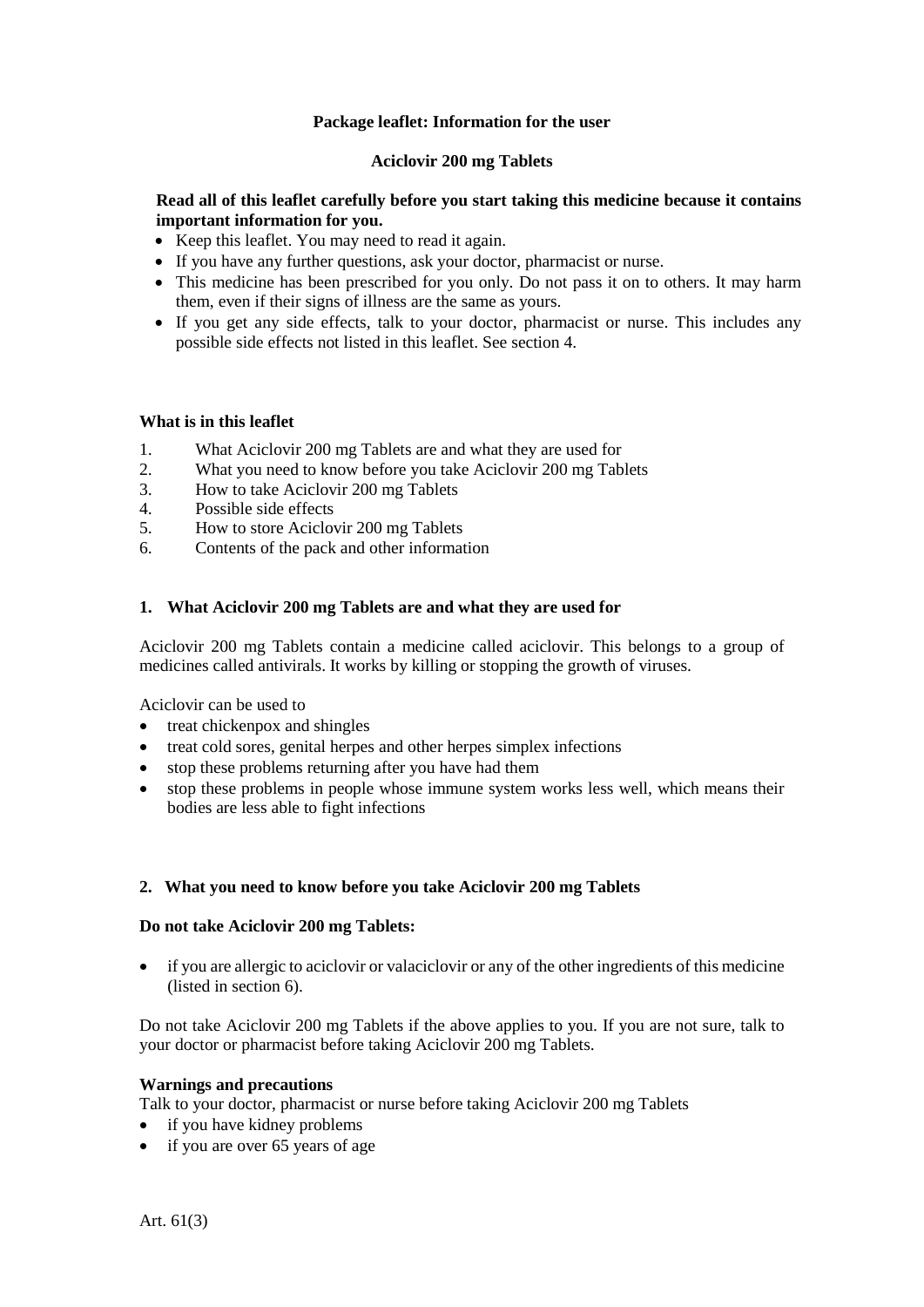**Package leaflet: Information for the user**

**Aciclovir 200 mg Tablets**

**Read all of this leaflet carefully before you start taking this medicine because it contains important information for you.**

- Keep this leaflet. You may need to read it again.
- If you have any further questions, ask your doctor, pharmacist or nurse.
- This medicine has been prescribed for you only. Do not pass it on to others. It may harm them, even if their signs of illness are the same as yours.
- If you get any side effects, talk to your doctor, pharmacist or nurse. This includes any possible side effects not listed in this leaflet. See section 4.

**What is in this leaflet**

1. What Aciclovir 200 mg Tablets are and what they are used for
2. What you need to know before you take Aciclovir 200 mg Tablets
3. How to take Aciclovir 200 mg Tablets
4. Possible side effects
5. How to store Aciclovir 200 mg Tablets
6. Contents of the pack and other information

## 1. What Aciclovir 200 mg Tablets are and what they are used for

Aciclovir 200 mg Tablets contain a medicine called aciclovir. This belongs to a group of medicines called antivirals. It works by killing or stopping the growth of viruses.

Aciclovir can be used to

- treat chickenpox and shingles
- treat cold sores, genital herpes and other herpes simplex infections
- stop these problems returning after you have had them
- stop these problems in people whose immune system works less well, which means their bodies are less able to fight infections

## 2. What you need to know before you take Aciclovir 200 mg Tablets

**Do not take Aciclovir 200 mg Tablets:**

- if you are allergic to aciclovir or valaciclovir or any of the other ingredients of this medicine (listed in section 6).

Do not take Aciclovir 200 mg Tablets if the above applies to you. If you are not sure, talk to your doctor or pharmacist before taking Aciclovir 200 mg Tablets.

**Warnings and precautions**

Talk to your doctor, pharmacist or nurse before taking Aciclovir 200 mg Tablets

- if you have kidney problems
- if you are over 65 years of age

Art. 61(3)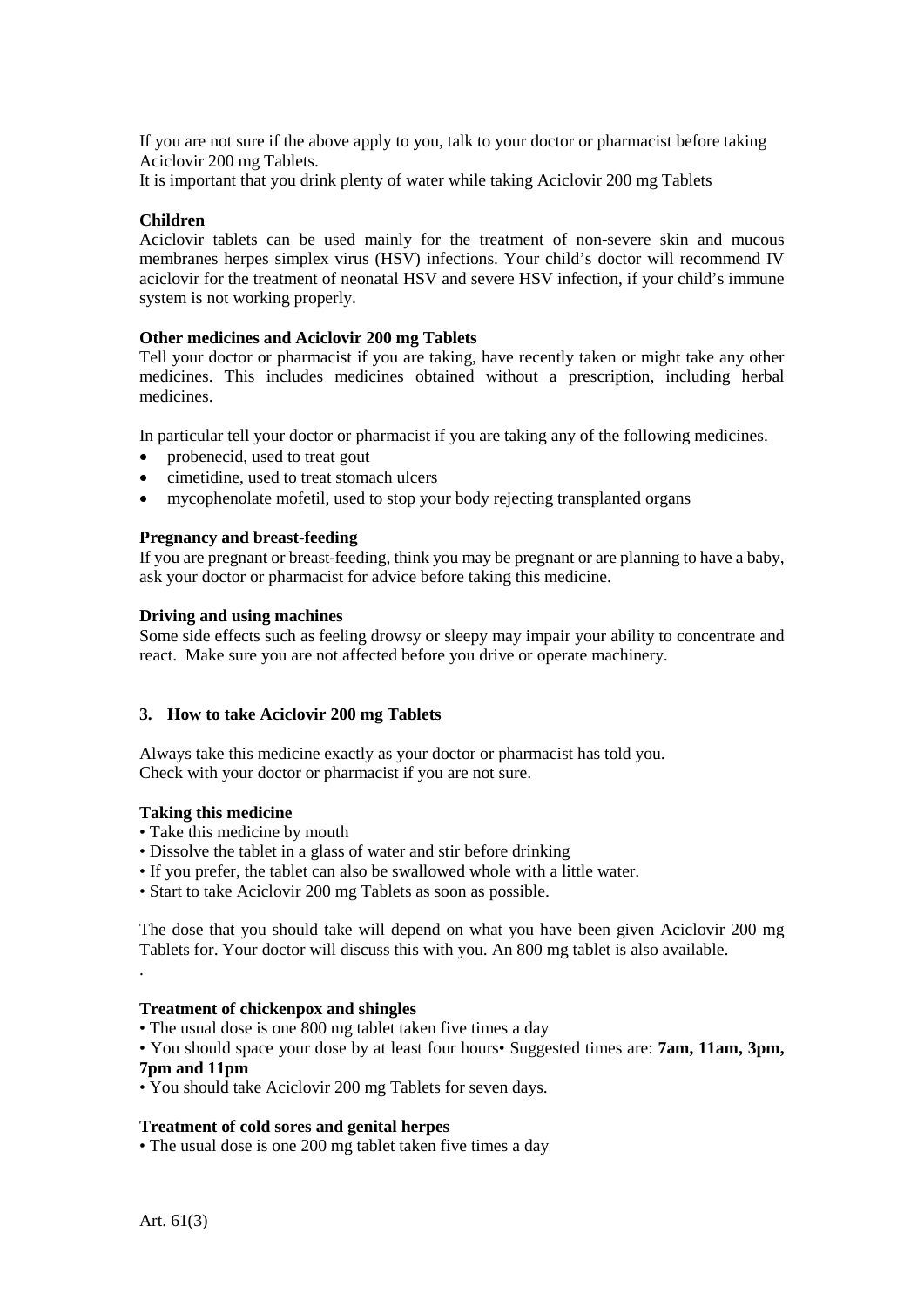If you are not sure if the above apply to you, talk to your doctor or pharmacist before taking Aciclovir 200 mg Tablets.

It is important that you drink plenty of water while taking Aciclovir 200 mg Tablets

**Children**

Aciclovir tablets can be used mainly for the treatment of non-severe skin and mucous membranes herpes simplex virus (HSV) infections. Your child's doctor will recommend IV aciclovir for the treatment of neonatal HSV and severe HSV infection, if your child's immune system is not working properly.

**Other medicines and Aciclovir 200 mg Tablets**

Tell your doctor or pharmacist if you are taking, have recently taken or might take any other medicines. This includes medicines obtained without a prescription, including herbal medicines.

In particular tell your doctor or pharmacist if you are taking any of the following medicines.

- probenecid, used to treat gout
- cimetidine, used to treat stomach ulcers
- mycophenolate mofetil, used to stop your body rejecting transplanted organs

**Pregnancy and breast-feeding**

If you are pregnant or breast-feeding, think you may be pregnant or are planning to have a baby, ask your doctor or pharmacist for advice before taking this medicine.

**Driving and using machines**

Some side effects such as feeling drowsy or sleepy may impair your ability to concentrate and react. Make sure you are not affected before you drive or operate machinery.

## 3. How to take Aciclovir 200 mg Tablets

Always take this medicine exactly as your doctor or pharmacist has told you.
Check with your doctor or pharmacist if you are not sure.

**Taking this medicine**

- Take this medicine by mouth
- Dissolve the tablet in a glass of water and stir before drinking
- If you prefer, the tablet can also be swallowed whole with a little water.
- Start to take Aciclovir 200 mg Tablets as soon as possible.

The dose that you should take will depend on what you have been given Aciclovir 200 mg Tablets for. Your doctor will discuss this with you. An 800 mg tablet is also available.

.

**Treatment of chickenpox and shingles**

- The usual dose is one 800 mg tablet taken five times a day
- You should space your dose by at least four hours• Suggested times are: **7am, 11am, 3pm, 7pm and 11pm**
- You should take Aciclovir 200 mg Tablets for seven days.

**Treatment of cold sores and genital herpes**

- The usual dose is one 200 mg tablet taken five times a day

Art. 61(3)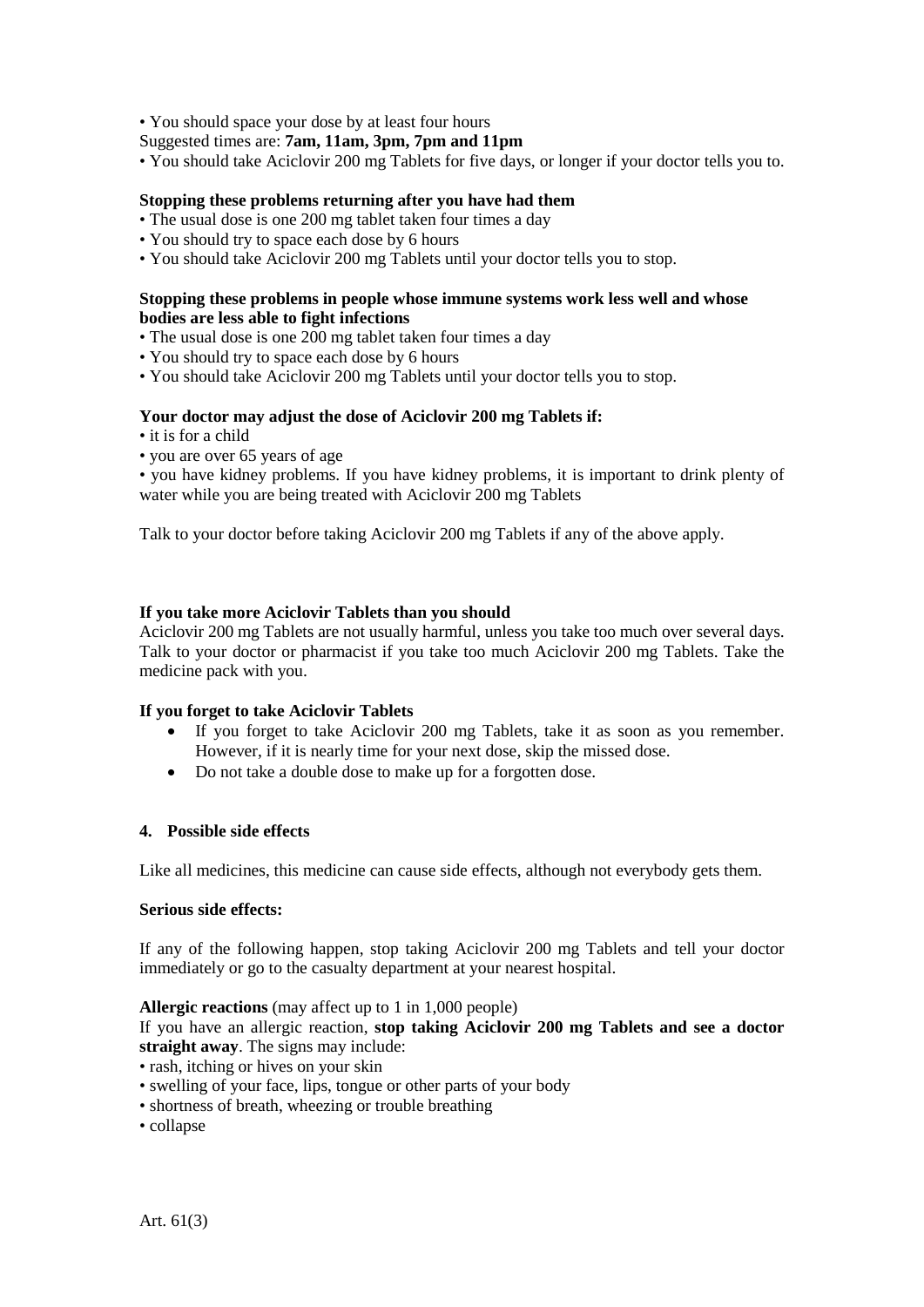- You should space your dose by at least four hours

Suggested times are: **7am, 11am, 3pm, 7pm and 11pm**

- You should take Aciclovir 200 mg Tablets for five days, or longer if your doctor tells you to.

**Stopping these problems returning after you have had them**

- The usual dose is one 200 mg tablet taken four times a day
- You should try to space each dose by 6 hours
- You should take Aciclovir 200 mg Tablets until your doctor tells you to stop.

**Stopping these problems in people whose immune systems work less well and whose bodies are less able to fight infections**

- The usual dose is one 200 mg tablet taken four times a day
- You should try to space each dose by 6 hours
- You should take Aciclovir 200 mg Tablets until your doctor tells you to stop.

**Your doctor may adjust the dose of Aciclovir 200 mg Tablets if:**

- it is for a child
- you are over 65 years of age
- you have kidney problems. If you have kidney problems, it is important to drink plenty of water while you are being treated with Aciclovir 200 mg Tablets

Talk to your doctor before taking Aciclovir 200 mg Tablets if any of the above apply.

**If you take more Aciclovir Tablets than you should**

Aciclovir 200 mg Tablets are not usually harmful, unless you take too much over several days. Talk to your doctor or pharmacist if you take too much Aciclovir 200 mg Tablets. Take the medicine pack with you.

**If you forget to take Aciclovir Tablets**

- If you forget to take Aciclovir 200 mg Tablets, take it as soon as you remember. However, if it is nearly time for your next dose, skip the missed dose.
- Do not take a double dose to make up for a forgotten dose.

## 4. Possible side effects

Like all medicines, this medicine can cause side effects, although not everybody gets them.

**Serious side effects:**

If any of the following happen, stop taking Aciclovir 200 mg Tablets and tell your doctor immediately or go to the casualty department at your nearest hospital.

**Allergic reactions** (may affect up to 1 in 1,000 people)

If you have an allergic reaction, **stop taking Aciclovir 200 mg Tablets and see a doctor straight away**. The signs may include:

- rash, itching or hives on your skin
- swelling of your face, lips, tongue or other parts of your body
- shortness of breath, wheezing or trouble breathing
- collapse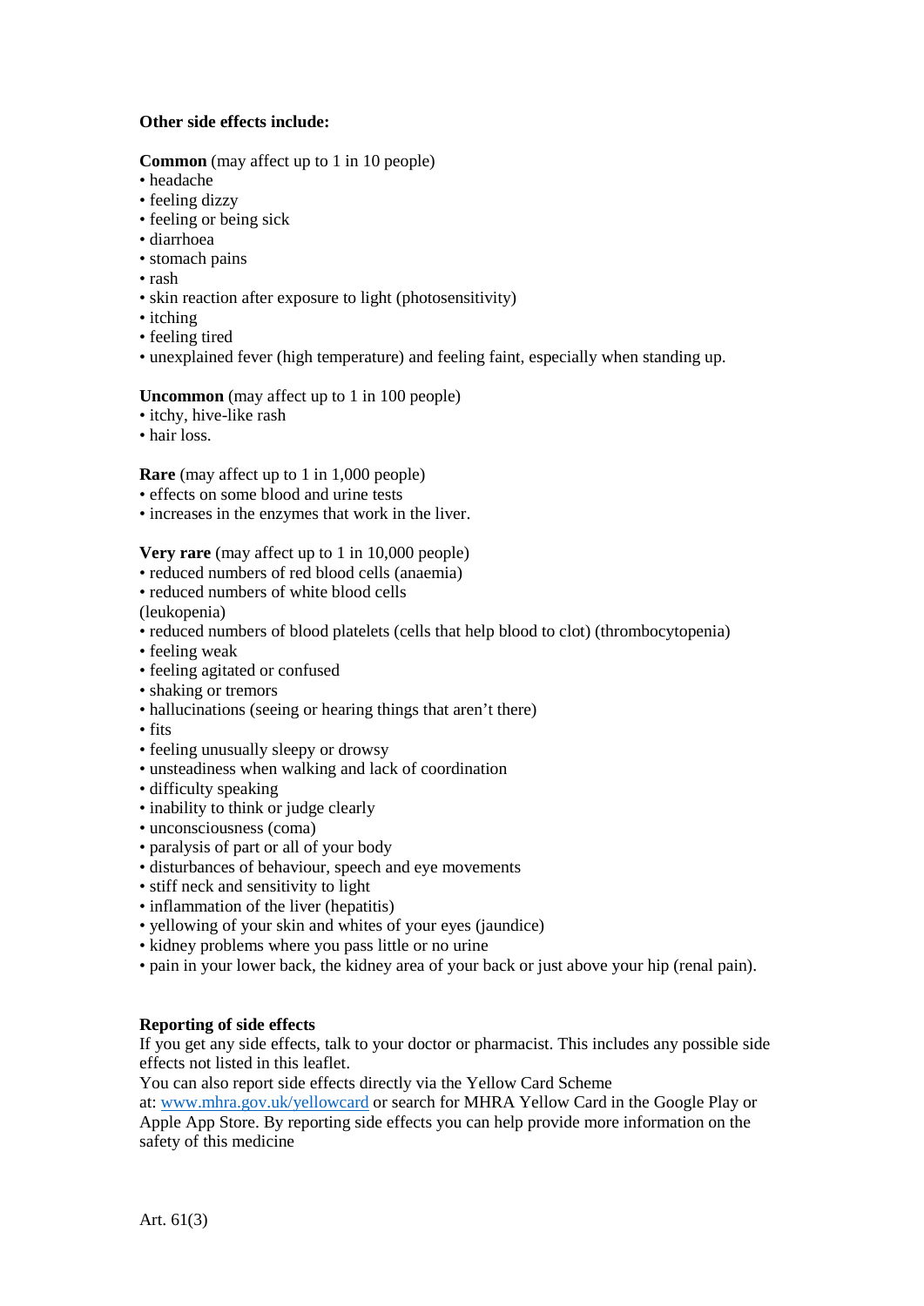**Other side effects include:**

**Common** (may affect up to 1 in 10 people)
- headache
- feeling dizzy
- feeling or being sick
- diarrhoea
- stomach pains
- rash
- skin reaction after exposure to light (photosensitivity)
- itching
- feeling tired
- unexplained fever (high temperature) and feeling faint, especially when standing up.

**Uncommon** (may affect up to 1 in 100 people)
- itchy, hive-like rash
- hair loss.

**Rare** (may affect up to 1 in 1,000 people)
- effects on some blood and urine tests
- increases in the enzymes that work in the liver.

**Very rare** (may affect up to 1 in 10,000 people)
- reduced numbers of red blood cells (anaemia)
- reduced numbers of white blood cells (leukopenia)
- reduced numbers of blood platelets (cells that help blood to clot) (thrombocytopenia)
- feeling weak
- feeling agitated or confused
- shaking or tremors
- hallucinations (seeing or hearing things that aren't there)
- fits
- feeling unusually sleepy or drowsy
- unsteadiness when walking and lack of coordination
- difficulty speaking
- inability to think or judge clearly
- unconsciousness (coma)
- paralysis of part or all of your body
- disturbances of behaviour, speech and eye movements
- stiff neck and sensitivity to light
- inflammation of the liver (hepatitis)
- yellowing of your skin and whites of your eyes (jaundice)
- kidney problems where you pass little or no urine
- pain in your lower back, the kidney area of your back or just above your hip (renal pain).

**Reporting of side effects**

If you get any side effects, talk to your doctor or pharmacist. This includes any possible side effects not listed in this leaflet.
You can also report side effects directly via the Yellow Card Scheme at: [www.mhra.gov.uk/yellowcard](www.mhra.gov.uk/yellowcard) or search for MHRA Yellow Card in the Google Play or Apple App Store. By reporting side effects you can help provide more information on the safety of this medicine

Art. 61(3)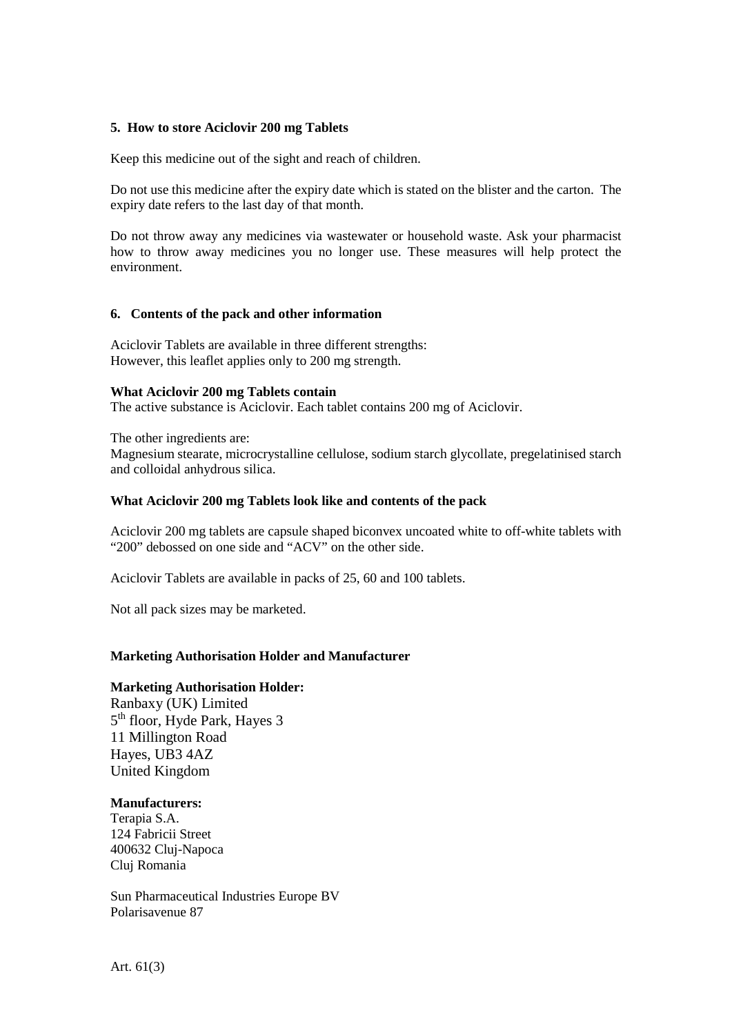## 5. How to store Aciclovir 200 mg Tablets

Keep this medicine out of the sight and reach of children.

Do not use this medicine after the expiry date which is stated on the blister and the carton. The expiry date refers to the last day of that month.

Do not throw away any medicines via wastewater or household waste. Ask your pharmacist how to throw away medicines you no longer use. These measures will help protect the environment.

## 6. Contents of the pack and other information

Aciclovir Tablets are available in three different strengths:
However, this leaflet applies only to 200 mg strength.

**What Aciclovir 200 mg Tablets contain**

The active substance is Aciclovir. Each tablet contains 200 mg of Aciclovir.

The other ingredients are:
Magnesium stearate, microcrystalline cellulose, sodium starch glycollate, pregelatinised starch and colloidal anhydrous silica.

**What Aciclovir 200 mg Tablets look like and contents of the pack**

Aciclovir 200 mg tablets are capsule shaped biconvex uncoated white to off-white tablets with "200" debossed on one side and "ACV" on the other side.

Aciclovir Tablets are available in packs of 25, 60 and 100 tablets.

Not all pack sizes may be marketed.

**Marketing Authorisation Holder and Manufacturer**

**Marketing Authorisation Holder:**
Ranbaxy (UK) Limited
5th floor, Hyde Park, Hayes 3
11 Millington Road
Hayes, UB3 4AZ
United Kingdom

**Manufacturers:**
Terapia S.A.
124 Fabricii Street
400632 Cluj-Napoca
Cluj Romania

Sun Pharmaceutical Industries Europe BV
Polarisavenue 87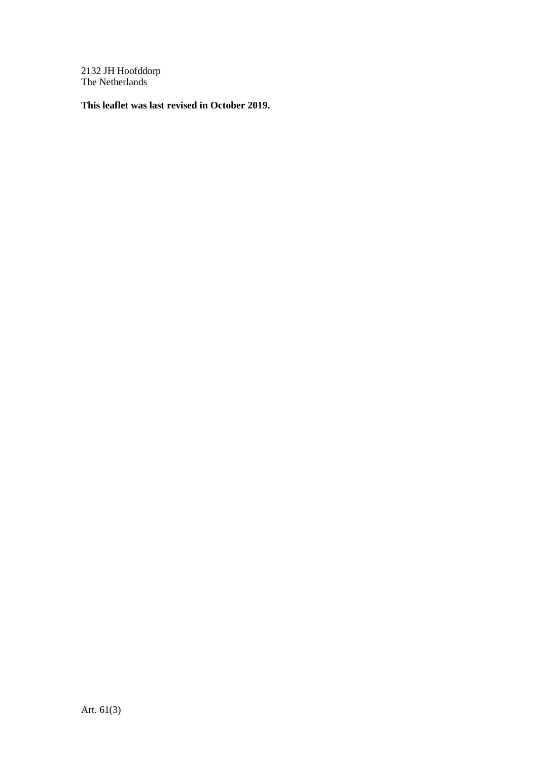2132 JH Hoofddorp
The Netherlands

**This leaflet was last revised in October 2019.**

Art. 61(3)